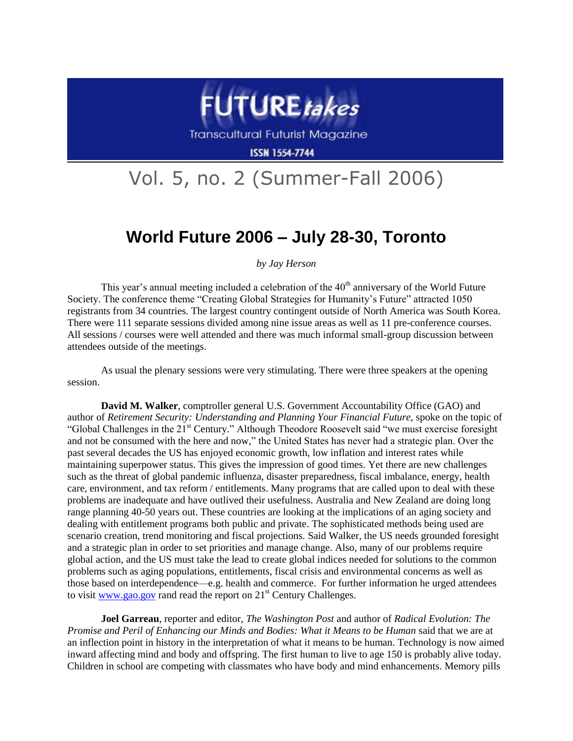FUTURE*takes*

Transcultural Futurist Magazine

ISSN 1554-7744

# Vol. 5, no. 2 (Summer-Fall 2006)

## World Future 2006 – July 28-30, Toronto

*by Jay Herson*

This year's annual meeting included a celebration of the 40th anniversary of the World Future Society. The conference theme "Creating Global Strategies for Humanity's Future" attracted 1050 registrants from 34 countries. The largest country contingent outside of North America was South Korea. There were 111 separate sessions divided among nine issue areas as well as 11 pre-conference courses. All sessions / courses were well attended and there was much informal small-group discussion between attendees outside of the meetings.

As usual the plenary sessions were very stimulating. There were three speakers at the opening session.

**David M. Walker**, comptroller general U.S. Government Accountability Office (GAO) and author of *Retirement Security: Understanding and Planning Your Financial Future*, spoke on the topic of "Global Challenges in the 21st Century." Although Theodore Roosevelt said "we must exercise foresight and not be consumed with the here and now," the United States has never had a strategic plan. Over the past several decades the US has enjoyed economic growth, low inflation and interest rates while maintaining superpower status. This gives the impression of good times. Yet there are new challenges such as the threat of global pandemic influenza, disaster preparedness, fiscal imbalance, energy, health care, environment, and tax reform / entitlements. Many programs that are called upon to deal with these problems are inadequate and have outlived their usefulness. Australia and New Zealand are doing long range planning 40-50 years out. These countries are looking at the implications of an aging society and dealing with entitlement programs both public and private. The sophisticated methods being used are scenario creation, trend monitoring and fiscal projections. Said Walker, the US needs grounded foresight and a strategic plan in order to set priorities and manage change. Also, many of our problems require global action, and the US must take the lead to create global indices needed for solutions to the common problems such as aging populations, entitlements, fiscal crisis and environmental concerns as well as those based on interdependence—e.g. health and commerce. For further information he urged attendees to visit www.gao.gov rand read the report on 21st Century Challenges.

**Joel Garreau**, reporter and editor, *The Washington Post* and author of *Radical Evolution: The Promise and Peril of Enhancing our Minds and Bodies: What it Means to be Human* said that we are at an inflection point in history in the interpretation of what it means to be human. Technology is now aimed inward affecting mind and body and offspring. The first human to live to age 150 is probably alive today. Children in school are competing with classmates who have body and mind enhancements. Memory pills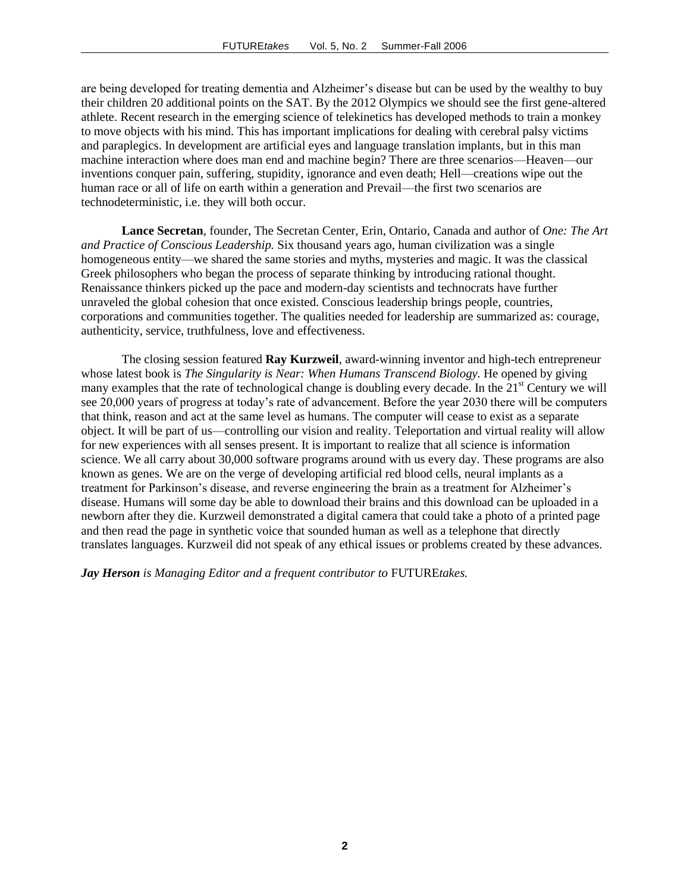are being developed for treating dementia and Alzheimer's disease but can be used by the wealthy to buy their children 20 additional points on the SAT. By the 2012 Olympics we should see the first gene-altered athlete. Recent research in the emerging science of telekinetics has developed methods to train a monkey to move objects with his mind. This has important implications for dealing with cerebral palsy victims and paraplegics. In development are artificial eyes and language translation implants, but in this man machine interaction where does man end and machine begin? There are three scenarios—Heaven—our inventions conquer pain, suffering, stupidity, ignorance and even death; Hell—creations wipe out the human race or all of life on earth within a generation and Prevail—the first two scenarios are technodeterministic, i.e. they will both occur.

**Lance Secretan**, founder, The Secretan Center, Erin, Ontario, Canada and author of *One: The Art and Practice of Conscious Leadership.* Six thousand years ago, human civilization was a single homogeneous entity—we shared the same stories and myths, mysteries and magic. It was the classical Greek philosophers who began the process of separate thinking by introducing rational thought. Renaissance thinkers picked up the pace and modern-day scientists and technocrats have further unraveled the global cohesion that once existed. Conscious leadership brings people, countries, corporations and communities together. The qualities needed for leadership are summarized as: courage, authenticity, service, truthfulness, love and effectiveness.

The closing session featured **Ray Kurzweil**, award-winning inventor and high-tech entrepreneur whose latest book is *The Singularity is Near: When Humans Transcend Biology.* He opened by giving many examples that the rate of technological change is doubling every decade. In the 21st Century we will see 20,000 years of progress at today's rate of advancement. Before the year 2030 there will be computers that think, reason and act at the same level as humans. The computer will cease to exist as a separate object. It will be part of us—controlling our vision and reality. Teleportation and virtual reality will allow for new experiences with all senses present. It is important to realize that all science is information science. We all carry about 30,000 software programs around with us every day. These programs are also known as genes. We are on the verge of developing artificial red blood cells, neural implants as a treatment for Parkinson's disease, and reverse engineering the brain as a treatment for Alzheimer's disease. Humans will some day be able to download their brains and this download can be uploaded in a newborn after they die. Kurzweil demonstrated a digital camera that could take a photo of a printed page and then read the page in synthetic voice that sounded human as well as a telephone that directly translates languages. Kurzweil did not speak of any ethical issues or problems created by these advances.

***Jay Herson*** *is Managing Editor and a frequent contributor to* FUTURE*takes.*